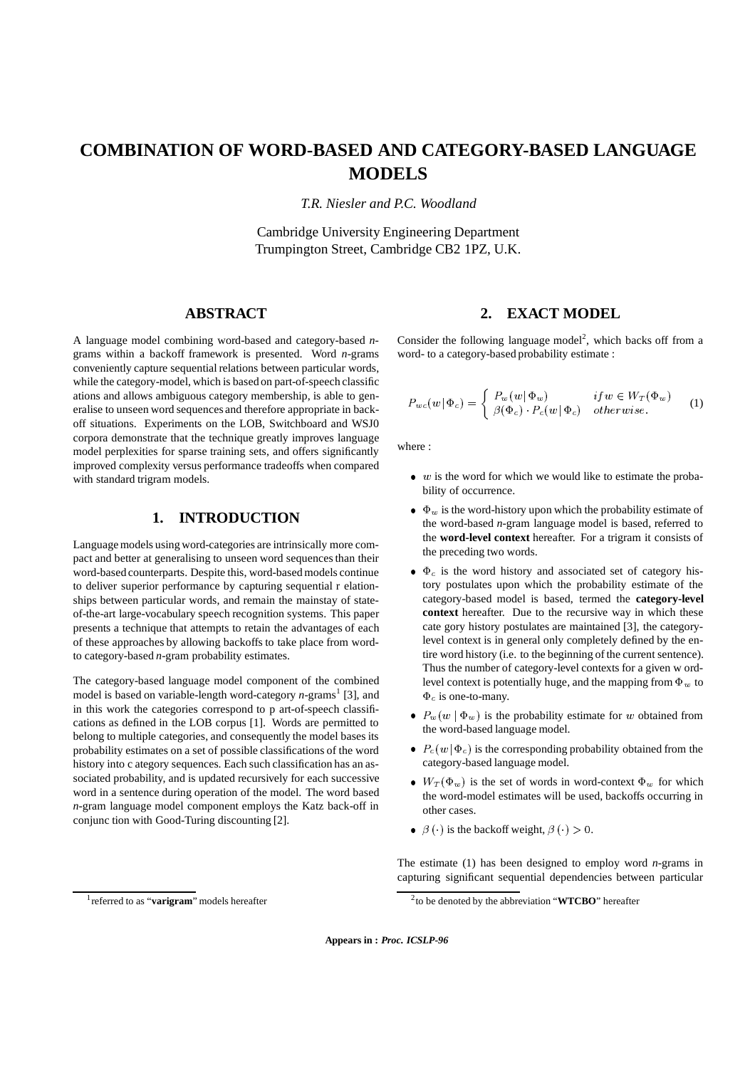# COMBINATION OF WORD-BASED AND CATEGORY-BASED LANGUAGE MODELS

*T.R. Niesler and P.C. Woodland*

Cambridge University Engineering Department
Trumpington Street, Cambridge CB2 1PZ, U.K.

## ABSTRACT

A language model combining word-based and category-based *n*-grams within a backoff framework is presented. Word *n*-grams conveniently capture sequential relations between particular words, while the category-model, which is based on part-of-speech classific ations and allows ambiguous category membership, is able to generalise to unseen word sequences and therefore appropriate in backoff situations. Experiments on the LOB, Switchboard and WSJ0 corpora demonstrate that the technique greatly improves language model perplexities for sparse training sets, and offers significantly improved complexity versus performance tradeoffs when compared with standard trigram models.

## 1. INTRODUCTION

Language models using word-categories are intrinsically more compact and better at generalising to unseen word sequences than their word-based counterparts. Despite this, word-based models continue to deliver superior performance by capturing sequential r elationships between particular words, and remain the mainstay of state-of-the-art large-vocabulary speech recognition systems. This paper presents a technique that attempts to retain the advantages of each of these approaches by allowing backoffs to take place from word- to category-based *n*-gram probability estimates.

The category-based language model component of the combined model is based on variable-length word-category *n*-grams[1] [3], and in this work the categories correspond to p art-of-speech classifications as defined in the LOB corpus [1]. Words are permitted to belong to multiple categories, and consequently the model bases its probability estimates on a set of possible classifications of the word history into c ategory sequences. Each such classification has an associated probability, and is updated recursively for each successive word in a sentence during operation of the model. The word based *n*-gram language model component employs the Katz back-off in conjunc tion with Good-Turing discounting [2].

[1] referred to as "**varigram**" models hereafter

## 2. EXACT MODEL

Consider the following language model[2], which backs off from a word- to a category-based probability estimate :

$$P_{wc}(w\,|\,\Phi_c) = \begin{cases} P_w(w\,|\,\Phi_w) & if\, w \in W_T(\Phi_w) \\ \beta(\Phi_c)\cdot P_c(w\,|\,\Phi_c) & otherwise. \end{cases} \quad (1)$$

where :

- $w$ is the word for which we would like to estimate the probability of occurrence.
- $\Phi_w$ is the word-history upon which the probability estimate of the word-based *n*-gram language model is based, referred to the **word-level context** hereafter. For a trigram it consists of the preceding two words.
- $\Phi_c$ is the word history and associated set of category history postulates upon which the probability estimate of the category-based model is based, termed the **category-level context** hereafter. Due to the recursive way in which these cate gory history postulates are maintained [3], the category-level context is in general only completely defined by the entire word history (i.e. to the beginning of the current sentence). Thus the number of category-level contexts for a given w ord-level context is potentially huge, and the mapping from $\Phi_w$ to $\Phi_c$ is one-to-many.
- $P_w(w\mid\Phi_w)$ is the probability estimate for $w$ obtained from the word-based language model.
- $P_c(w\,|\,\Phi_c)$ is the corresponding probability obtained from the category-based language model.
- $W_T(\Phi_w)$ is the set of words in word-context $\Phi_w$ for which the word-model estimates will be used, backoffs occurring in other cases.
- $\beta(\cdot)$ is the backoff weight, $\beta(\cdot) > 0$.

The estimate (1) has been designed to employ word *n*-grams in capturing significant sequential dependencies between particular

[2] to be denoted by the abbreviation "**WTCBO**" hereafter

**Appears in :** ***Proc. ICSLP-96***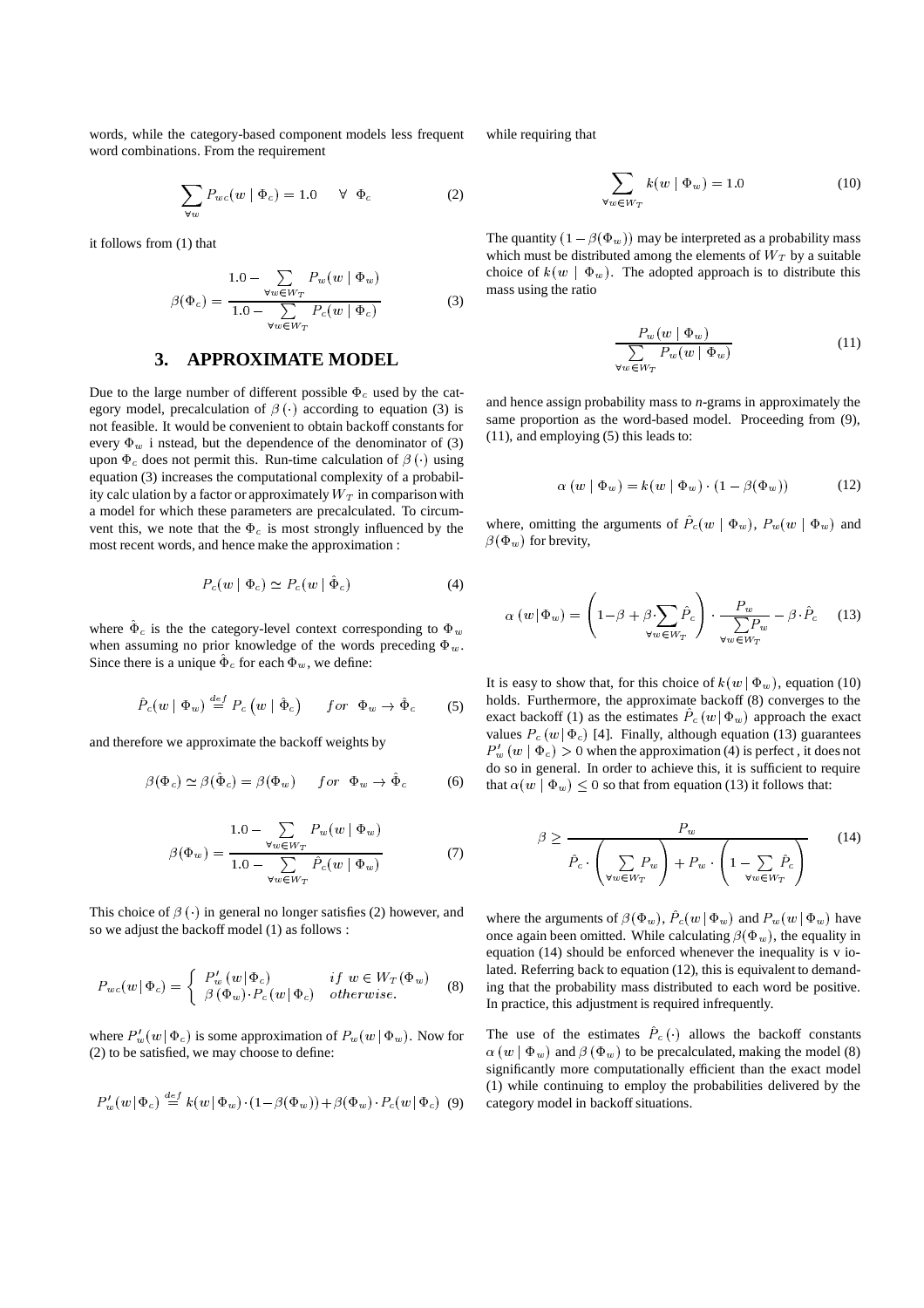words, while the category-based component models less frequent word combinations. From the requirement

$$\sum_{\forall w} P_{wc}(w \mid \Phi_c) = 1.0 \quad \forall \;\; \Phi_c \tag{2}$$

it follows from (1) that

$$\beta(\Phi_c) = \frac{1.0 - \sum\limits_{\forall w \in W_T} P_w(w \mid \Phi_w)}{1.0 - \sum\limits_{\forall w \in W_T} P_c(w \mid \Phi_c)} \tag{3}$$

## 3. APPROXIMATE MODEL

Due to the large number of different possible $\Phi_c$ used by the category model, precalculation of $\beta(\cdot)$ according to equation (3) is not feasible. It would be convenient to obtain backoff constants for every $\Phi_w$ i nstead, but the dependence of the denominator of (3) upon $\Phi_c$ does not permit this. Run-time calculation of $\beta(\cdot)$ using equation (3) increases the computational complexity of a probability calc ulation by a factor or approximately $W_T$ in comparison with a model for which these parameters are precalculated. To circumvent this, we note that the $\Phi_c$ is most strongly influenced by the most recent words, and hence make the approximation :

$$P_c(w \mid \Phi_c) \simeq P_c(w \mid \hat{\Phi}_c) \tag{4}$$

where $\hat{\Phi}_c$ is the the category-level context corresponding to $\Phi_w$ when assuming no prior knowledge of the words preceding $\Phi_w$. Since there is a unique $\hat{\Phi}_c$ for each $\Phi_w$, we define:

$$\hat{P}_c(w \mid \Phi_w) \stackrel{def}{=} P_c\left(w \mid \hat{\Phi}_c\right) \qquad for \;\; \Phi_w \rightarrow \hat{\Phi}_c \tag{5}$$

and therefore we approximate the backoff weights by

$$\beta(\Phi_c) \simeq \beta(\hat{\Phi}_c) = \beta(\Phi_w) \qquad for \;\; \Phi_w \rightarrow \hat{\Phi}_c \tag{6}$$

$$\beta(\Phi_w) = \frac{1.0 - \sum\limits_{\forall w \in W_T} P_w(w \mid \Phi_w)}{1.0 - \sum\limits_{\forall w \in W_T} \hat{P}_c(w \mid \Phi_w)} \tag{7}$$

This choice of $\beta(\cdot)$ in general no longer satisfies (2) however, and so we adjust the backoff model (1) as follows :

$$P_{wc}(w \mid \Phi_c) = \begin{cases} P'_w(w \mid \Phi_c) & if \;\; w \in W_T(\Phi_w) \\ \beta(\Phi_w) \cdot P_c(w \mid \Phi_c) & otherwise. \end{cases} \tag{8}$$

where $P'_w(w \mid \Phi_c)$ is some approximation of $P_w(w \mid \Phi_w)$. Now for (2) to be satisfied, we may choose to define:

$$P'_w(w \mid \Phi_c) \stackrel{def}{=} k(w \mid \Phi_w) \cdot (1 - \beta(\Phi_w)) + \beta(\Phi_w) \cdot P_c(w \mid \Phi_c) \tag{9}$$

while requiring that

$$\sum_{\forall w \in W_T} k(w \mid \Phi_w) = 1.0 \tag{10}$$

The quantity $(1 - \beta(\Phi_w))$ may be interpreted as a probability mass which must be distributed among the elements of $W_T$ by a suitable choice of $k(w \mid \Phi_w)$. The adopted approach is to distribute this mass using the ratio

$$\frac{P_w(w \mid \Phi_w)}{\sum\limits_{\forall w \in W_T} P_w(w \mid \Phi_w)} \tag{11}$$

and hence assign probability mass to *n*-grams in approximately the same proportion as the word-based model. Proceeding from (9), (11), and employing (5) this leads to:

$$\alpha(w \mid \Phi_w) = k(w \mid \Phi_w) \cdot (1 - \beta(\Phi_w)) \tag{12}$$

where, omitting the arguments of $\hat{P}_c(w \mid \Phi_w)$, $P_w(w \mid \Phi_w)$ and $\beta(\Phi_w)$ for brevity,

$$\alpha(w \mid \Phi_w) = \left(1 - \beta + \beta \cdot \sum_{\forall w \in W_T} \hat{P}_c\right) \cdot \frac{P_w}{\sum\limits_{\forall w \in W_T} P_w} - \beta \cdot \hat{P}_c \tag{13}$$

It is easy to show that, for this choice of $k(w \mid \Phi_w)$, equation (10) holds. Furthermore, the approximate backoff (8) converges to the exact backoff (1) as the estimates $\hat{P}_c(w \mid \Phi_w)$ approach the exact values $P_c(w \mid \Phi_c)$ [4]. Finally, although equation (13) guarantees $P'_w(w \mid \Phi_c) > 0$ when the approximation (4) is perfect , it does not do so in general. In order to achieve this, it is sufficient to require that $\alpha(w \mid \Phi_w) \leq 0$ so that from equation (13) it follows that:

$$\beta \geq \frac{P_w}{\hat{P}_c \cdot \left(\sum\limits_{\forall w \in W_T} P_w\right) + P_w \cdot \left(1 - \sum\limits_{\forall w \in W_T} \hat{P}_c\right)} \tag{14}$$

where the arguments of $\beta(\Phi_w)$, $\hat{P}_c(w \mid \Phi_w)$ and $P_w(w \mid \Phi_w)$ have once again been omitted. While calculating $\beta(\Phi_w)$, the equality in equation (14) should be enforced whenever the inequality is v iolated. Referring back to equation (12), this is equivalent to demanding that the probability mass distributed to each word be positive. In practice, this adjustment is required infrequently.

The use of the estimates $\hat{P}_c(\cdot)$ allows the backoff constants $\alpha(w \mid \Phi_w)$ and $\beta(\Phi_w)$ to be precalculated, making the model (8) significantly more computationally efficient than the exact model (1) while continuing to employ the probabilities delivered by the category model in backoff situations.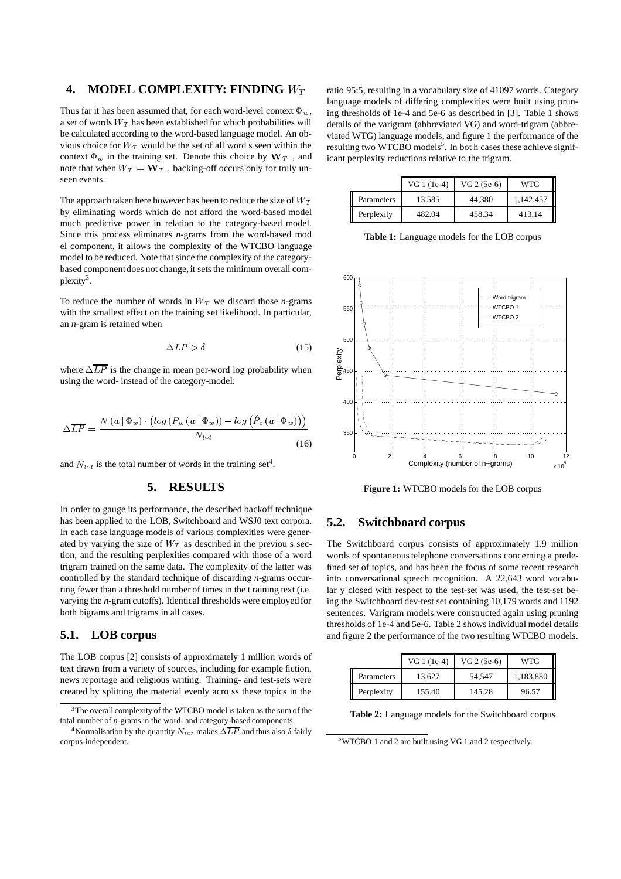## 4. MODEL COMPLEXITY: FINDING $W_T$

Thus far it has been assumed that, for each word-level context $\Phi_w$, a set of words $W_T$ has been established for which probabilities will be calculated according to the word-based language model. An obvious choice for $W_T$ would be the set of all word s seen within the context $\Phi_w$ in the training set. Denote this choice by $\mathbf{W}_T$, and note that when $W_T = \mathbf{W}_T$, backing-off occurs only for truly unseen events.

The approach taken here however has been to reduce the size of $W_T$ by eliminating words which do not afford the word-based model much predictive power in relation to the category-based model. Since this process eliminates *n*-grams from the word-based mod el component, it allows the complexity of the WTCBO language model to be reduced. Note that since the complexity of the category-based component does not change, it sets the minimum overall complexity[3].

To reduce the number of words in $W_T$ we discard those *n*-grams with the smallest effect on the training set likelihood. In particular, an *n*-gram is retained when

$$\Delta\overline{LP} > \delta \tag{15}$$

where $\Delta\overline{LP}$ is the change in mean per-word log probability when using the word- instead of the category-model:

$$\Delta\overline{LP} = \frac{N(w|\Phi_w) \cdot \left(log\left(P_w(w|\Phi_w)\right) - log\left(\hat{P}_c(w|\Phi_w)\right)\right)}{N_{tot}} \tag{16}$$

and $N_{tot}$ is the total number of words in the training set[4].

## 5. RESULTS

In order to gauge its performance, the described backoff technique has been applied to the LOB, Switchboard and WSJ0 text corpora. In each case language models of various complexities were generated by varying the size of $W_T$ as described in the previou s section, and the resulting perplexities compared with those of a word trigram trained on the same data. The complexity of the latter was controlled by the standard technique of discarding *n*-grams occurring fewer than a threshold number of times in the t raining text (i.e. varying the *n*-gram cutoffs). Identical thresholds were employed for both bigrams and trigrams in all cases.

### 5.1. LOB corpus

The LOB corpus [2] consists of approximately 1 million words of text drawn from a variety of sources, including for example fiction, news reportage and religious writing. Training- and test-sets were created by splitting the material evenly acro ss these topics in the ratio 95:5, resulting in a vocabulary size of 41097 words. Category language models of differing complexities were built using pruning thresholds of 1e-4 and 5e-6 as described in [3]. Table 1 shows details of the varigram (abbreviated VG) and word-trigram (abbreviated WTG) language models, and figure 1 the performance of the resulting two WTCBO models[5]. In bot h cases these achieve significant perplexity reductions relative to the trigram.

| | VG 1 (1e-4) | VG 2 (5e-6) | WTG |
|---|---|---|---|
| Parameters | 13,585 | 44,380 | 1,142,457 |
| Perplexity | 482.04 | 458.34 | 413.14 |

**Table 1:** Language models for the LOB corpus

**Figure 1:** WTCBO models for the LOB corpus

### 5.2. Switchboard corpus

The Switchboard corpus consists of approximately 1.9 million words of spontaneous telephone conversations concerning a predefined set of topics, and has been the focus of some recent research into conversational speech recognition. A 22,643 word vocabular y closed with respect to the test-set was used, the test-set being the Switchboard dev-test set containing 10,179 words and 1192 sentences. Varigram models were constructed again using pruning thresholds of 1e-4 and 5e-6. Table 2 shows individual model details and figure 2 the performance of the two resulting WTCBO models.

| | VG 1 (1e-4) | VG 2 (5e-6) | WTG |
|---|---|---|---|
| Parameters | 13,627 | 54,547 | 1,183,880 |
| Perplexity | 155.40 | 145.28 | 96.57 |

**Table 2:** Language models for the Switchboard corpus

[3] The overall complexity of the WTCBO model is taken as the sum of the total number of *n*-grams in the word- and category-based components.

[4] Normalisation by the quantity $N_{tot}$ makes $\Delta\overline{LP}$ and thus also $\delta$ fairly corpus-independent.

[5] WTCBO 1 and 2 are built using VG 1 and 2 respectively.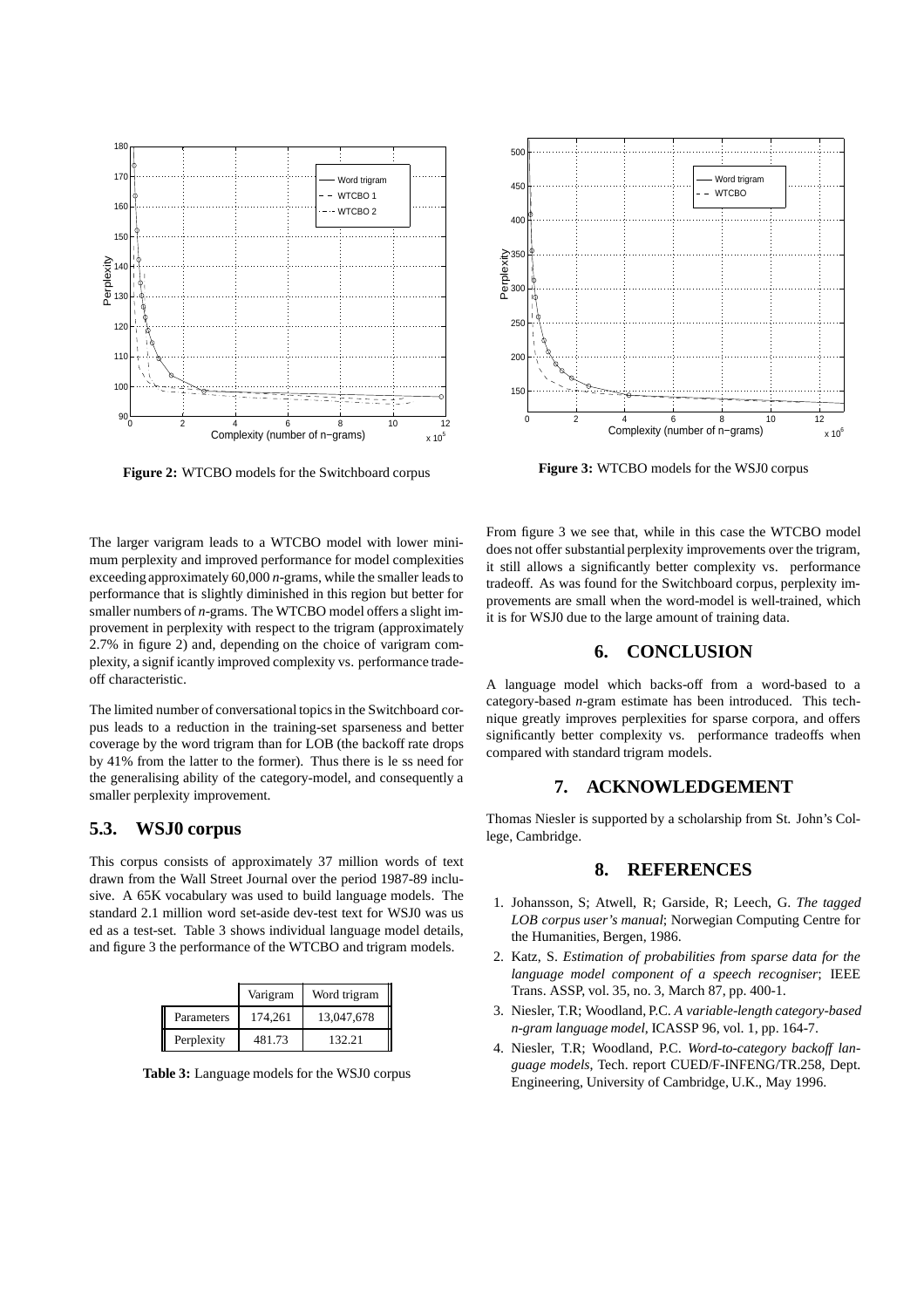180
170
160
150
140
130
120
110
100
90
Perplexity
0
2
4
6
8
10
12
Complexity (number of n−grams)
x 10^5
Word trigram
WTCBO 1
WTCBO 2

**Figure 2:** WTCBO models for the Switchboard corpus

500
450
400
350
300
250
200
150
Perplexity
0
2
4
6
8
10
12
Complexity (number of n−grams)
x 10^6
Word trigram
WTCBO

**Figure 3:** WTCBO models for the WSJ0 corpus

The larger varigram leads to a WTCBO model with lower minimum perplexity and improved performance for model complexities exceeding approximately 60,000 *n*-grams, while the smaller leads to performance that is slightly diminished in this region but better for smaller numbers of *n*-grams. The WTCBO model offers a slight improvement in perplexity with respect to the trigram (approximately 2.7% in figure 2) and, depending on the choice of varigram complexity, a signif icantly improved complexity vs. performance tradeoff characteristic.

The limited number of conversational topics in the Switchboard corpus leads to a reduction in the training-set sparseness and better coverage by the word trigram than for LOB (the backoff rate drops by 41% from the latter to the former). Thus there is le ss need for the generalising ability of the category-model, and consequently a smaller perplexity improvement.

## 5.3. WSJ0 corpus

This corpus consists of approximately 37 million words of text drawn from the Wall Street Journal over the period 1987-89 inclusive. A 65K vocabulary was used to build language models. The standard 2.1 million word set-aside dev-test text for WSJ0 was us ed as a test-set. Table 3 shows individual language model details, and figure 3 the performance of the WTCBO and trigram models.

| | Varigram | Word trigram |
|---|---|---|
| Parameters | 174,261 | 13,047,678 |
| Perplexity | 481.73 | 132.21 |

**Table 3:** Language models for the WSJ0 corpus

From figure 3 we see that, while in this case the WTCBO model does not offer substantial perplexity improvements over the trigram, it still allows a significantly better complexity vs. performance tradeoff. As was found for the Switchboard corpus, perplexity improvements are small when the word-model is well-trained, which it is for WSJ0 due to the large amount of training data.

## 6. CONCLUSION

A language model which backs-off from a word-based to a category-based *n*-gram estimate has been introduced. This technique greatly improves perplexities for sparse corpora, and offers significantly better complexity vs. performance tradeoffs when compared with standard trigram models.

## 7. ACKNOWLEDGEMENT

Thomas Niesler is supported by a scholarship from St. John's College, Cambridge.

## 8. REFERENCES

1. Johansson, S; Atwell, R; Garside, R; Leech, G. *The tagged LOB corpus user's manual*; Norwegian Computing Centre for the Humanities, Bergen, 1986.
2. Katz, S. *Estimation of probabilities from sparse data for the language model component of a speech recogniser*; IEEE Trans. ASSP, vol. 35, no. 3, March 87, pp. 400-1.
3. Niesler, T.R; Woodland, P.C. *A variable-length category-based n-gram language model*, ICASSP 96, vol. 1, pp. 164-7.
4. Niesler, T.R; Woodland, P.C. *Word-to-category backoff language models*, Tech. report CUED/F-INFENG/TR.258, Dept. Engineering, University of Cambridge, U.K., May 1996.